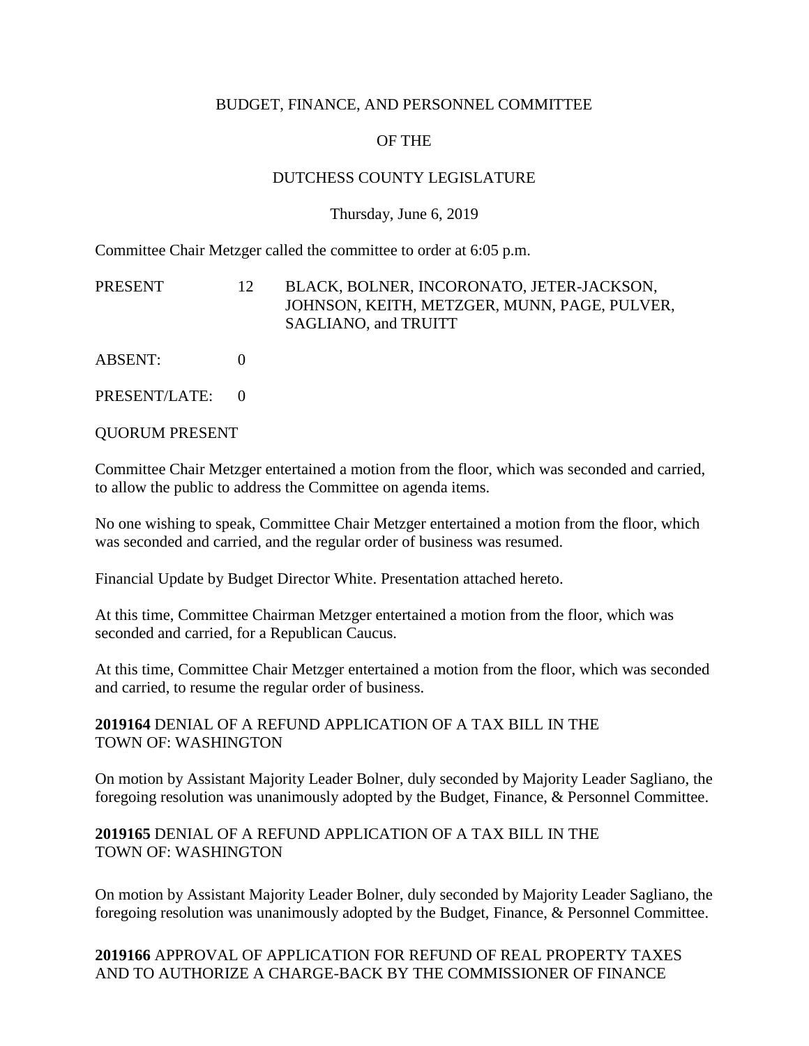BUDGET, FINANCE, AND PERSONNEL COMMITTEE

OF THE

DUTCHESS COUNTY LEGISLATURE

Thursday, June 6, 2019

Committee Chair Metzger called the committee to order at 6:05 p.m.

| | | |
|---|---|---|
| PRESENT | 12 | BLACK, BOLNER, INCORONATO, JETER-JACKSON, JOHNSON, KEITH, METZGER, MUNN, PAGE, PULVER, SAGLIANO, and TRUITT |
| ABSENT: | 0 | |
| PRESENT/LATE: | 0 | |

QUORUM PRESENT

Committee Chair Metzger entertained a motion from the floor, which was seconded and carried, to allow the public to address the Committee on agenda items.

No one wishing to speak, Committee Chair Metzger entertained a motion from the floor, which was seconded and carried, and the regular order of business was resumed.

Financial Update by Budget Director White. Presentation attached hereto.

At this time, Committee Chairman Metzger entertained a motion from the floor, which was seconded and carried, for a Republican Caucus.

At this time, Committee Chair Metzger entertained a motion from the floor, which was seconded and carried, to resume the regular order of business.

**2019164** DENIAL OF A REFUND APPLICATION OF A TAX BILL IN THE TOWN OF: WASHINGTON

On motion by Assistant Majority Leader Bolner, duly seconded by Majority Leader Sagliano, the foregoing resolution was unanimously adopted by the Budget, Finance, & Personnel Committee.

**2019165** DENIAL OF A REFUND APPLICATION OF A TAX BILL IN THE TOWN OF: WASHINGTON

On motion by Assistant Majority Leader Bolner, duly seconded by Majority Leader Sagliano, the foregoing resolution was unanimously adopted by the Budget, Finance, & Personnel Committee.

**2019166** APPROVAL OF APPLICATION FOR REFUND OF REAL PROPERTY TAXES AND TO AUTHORIZE A CHARGE-BACK BY THE COMMISSIONER OF FINANCE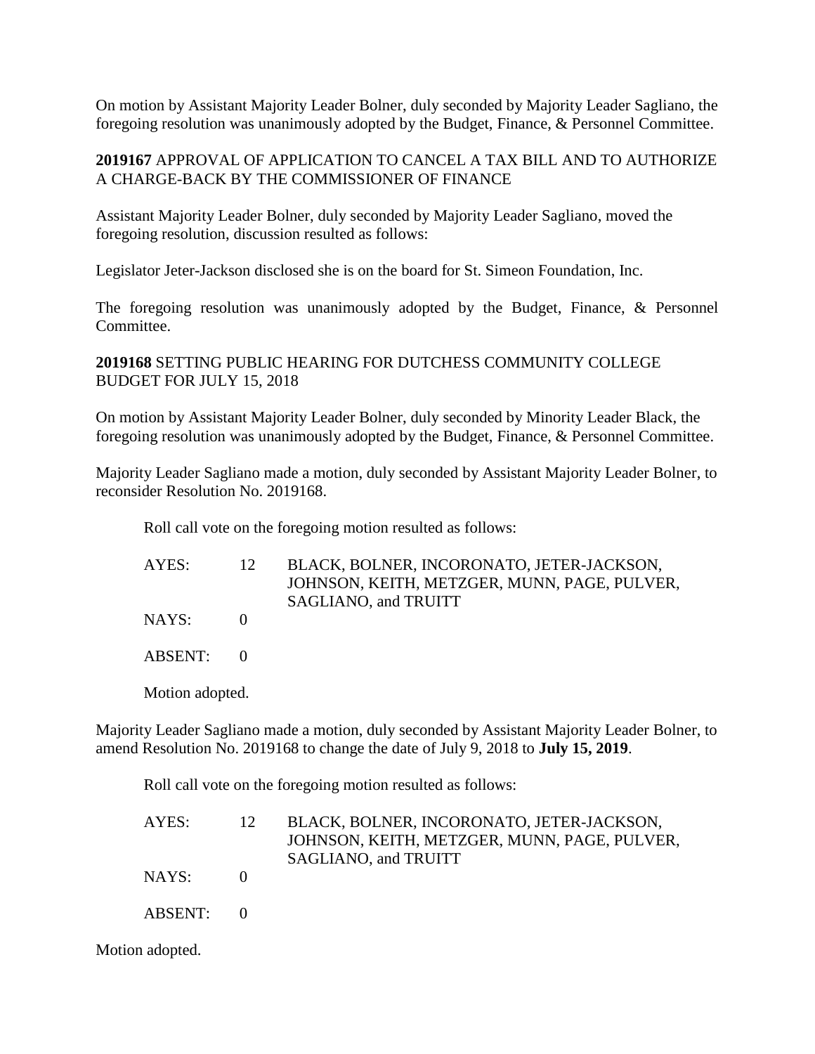On motion by Assistant Majority Leader Bolner, duly seconded by Majority Leader Sagliano, the foregoing resolution was unanimously adopted by the Budget, Finance, & Personnel Committee.

**2019167** APPROVAL OF APPLICATION TO CANCEL A TAX BILL AND TO AUTHORIZE A CHARGE-BACK BY THE COMMISSIONER OF FINANCE

Assistant Majority Leader Bolner, duly seconded by Majority Leader Sagliano, moved the foregoing resolution, discussion resulted as follows:

Legislator Jeter-Jackson disclosed she is on the board for St. Simeon Foundation, Inc.

The foregoing resolution was unanimously adopted by the Budget, Finance, & Personnel Committee.

**2019168** SETTING PUBLIC HEARING FOR DUTCHESS COMMUNITY COLLEGE BUDGET FOR JULY 15, 2018

On motion by Assistant Majority Leader Bolner, duly seconded by Minority Leader Black, the foregoing resolution was unanimously adopted by the Budget, Finance, & Personnel Committee.

Majority Leader Sagliano made a motion, duly seconded by Assistant Majority Leader Bolner, to reconsider Resolution No. 2019168.

Roll call vote on the foregoing motion resulted as follows:

| | | |
|---|---|---|
| AYES: | 12 | BLACK, BOLNER, INCORONATO, JETER-JACKSON, JOHNSON, KEITH, METZGER, MUNN, PAGE, PULVER, SAGLIANO, and TRUITT |
| NAYS: | 0 | |
| ABSENT: | 0 | |

Motion adopted.

Majority Leader Sagliano made a motion, duly seconded by Assistant Majority Leader Bolner, to amend Resolution No. 2019168 to change the date of July 9, 2018 to **July 15, 2019**.

Roll call vote on the foregoing motion resulted as follows:

| | | |
|---|---|---|
| AYES: | 12 | BLACK, BOLNER, INCORONATO, JETER-JACKSON, JOHNSON, KEITH, METZGER, MUNN, PAGE, PULVER, SAGLIANO, and TRUITT |
| NAYS: | 0 | |
| ABSENT: | 0 | |

Motion adopted.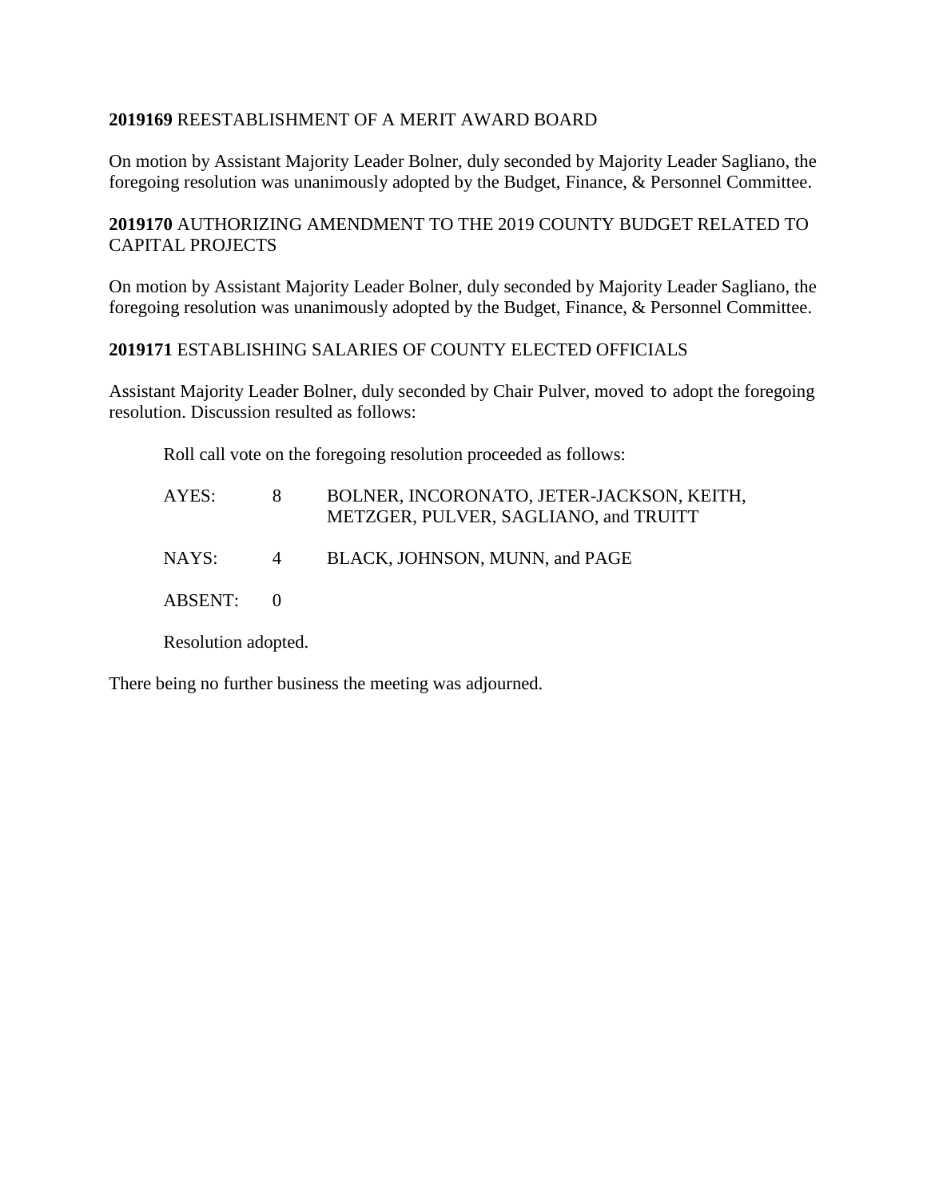**2019169** REESTABLISHMENT OF A MERIT AWARD BOARD

On motion by Assistant Majority Leader Bolner, duly seconded by Majority Leader Sagliano, the foregoing resolution was unanimously adopted by the Budget, Finance, & Personnel Committee.

**2019170** AUTHORIZING AMENDMENT TO THE 2019 COUNTY BUDGET RELATED TO CAPITAL PROJECTS

On motion by Assistant Majority Leader Bolner, duly seconded by Majority Leader Sagliano, the foregoing resolution was unanimously adopted by the Budget, Finance, & Personnel Committee.

**2019171** ESTABLISHING SALARIES OF COUNTY ELECTED OFFICIALS

Assistant Majority Leader Bolner, duly seconded by Chair Pulver, moved to adopt the foregoing resolution. Discussion resulted as follows:

Roll call vote on the foregoing resolution proceeded as follows:

| | | |
|---|---|---|
| AYES: | 8 | BOLNER, INCORONATO, JETER-JACKSON, KEITH, METZGER, PULVER, SAGLIANO, and TRUITT |
| NAYS: | 4 | BLACK, JOHNSON, MUNN, and PAGE |
| ABSENT: | 0 | |

Resolution adopted.

There being no further business the meeting was adjourned.